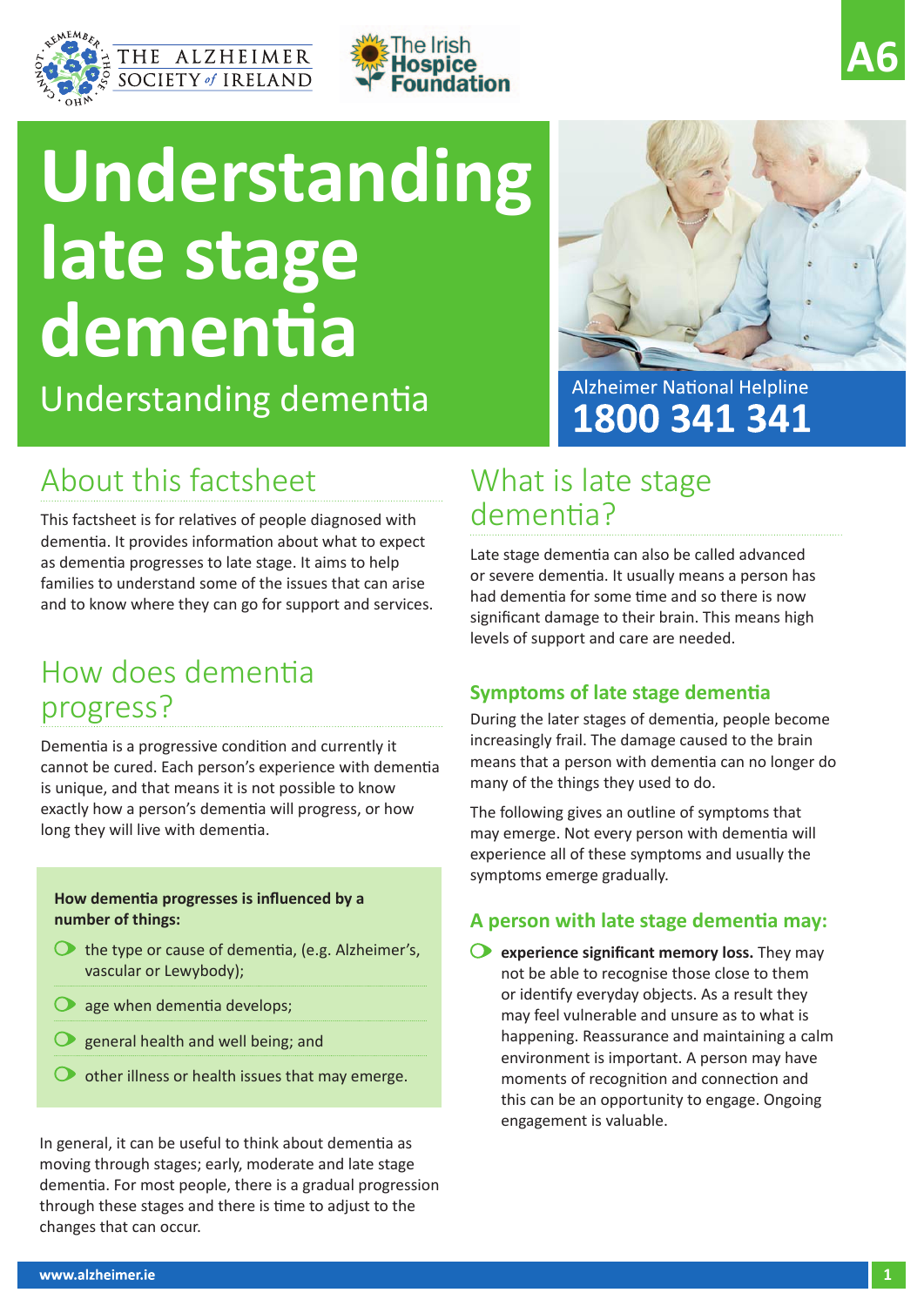THE ALZHEIMER SOCIETY of IRELAND

The Irish Hospice Foundation

A6

# Understanding late stage dementia

Understanding dementia

Alzheimer National Helpline
**1800 341 341**

## About this factsheet

This factsheet is for relatives of people diagnosed with dementia. It provides information about what to expect as dementia progresses to late stage. It aims to help families to understand some of the issues that can arise and to know where they can go for support and services.

## How does dementia progress?

Dementia is a progressive condition and currently it cannot be cured. Each person's experience with dementia is unique, and that means it is not possible to know exactly how a person's dementia will progress, or how long they will live with dementia.

**How dementia progresses is influenced by a number of things:**

- the type or cause of dementia, (e.g. Alzheimer's, vascular or Lewybody);
- age when dementia develops;
- general health and well being; and
- other illness or health issues that may emerge.

In general, it can be useful to think about dementia as moving through stages; early, moderate and late stage dementia. For most people, there is a gradual progression through these stages and there is time to adjust to the changes that can occur.

## What is late stage dementia?

Late stage dementia can also be called advanced or severe dementia. It usually means a person has had dementia for some time and so there is now significant damage to their brain. This means high levels of support and care are needed.

### Symptoms of late stage dementia

During the later stages of dementia, people become increasingly frail. The damage caused to the brain means that a person with dementia can no longer do many of the things they used to do.

The following gives an outline of symptoms that may emerge. Not every person with dementia will experience all of these symptoms and usually the symptoms emerge gradually.

### A person with late stage dementia may:

- **experience significant memory loss.** They may not be able to recognise those close to them or identify everyday objects. As a result they may feel vulnerable and unsure as to what is happening. Reassurance and maintaining a calm environment is important. A person may have moments of recognition and connection and this can be an opportunity to engage. Ongoing engagement is valuable.

www.alzheimer.ie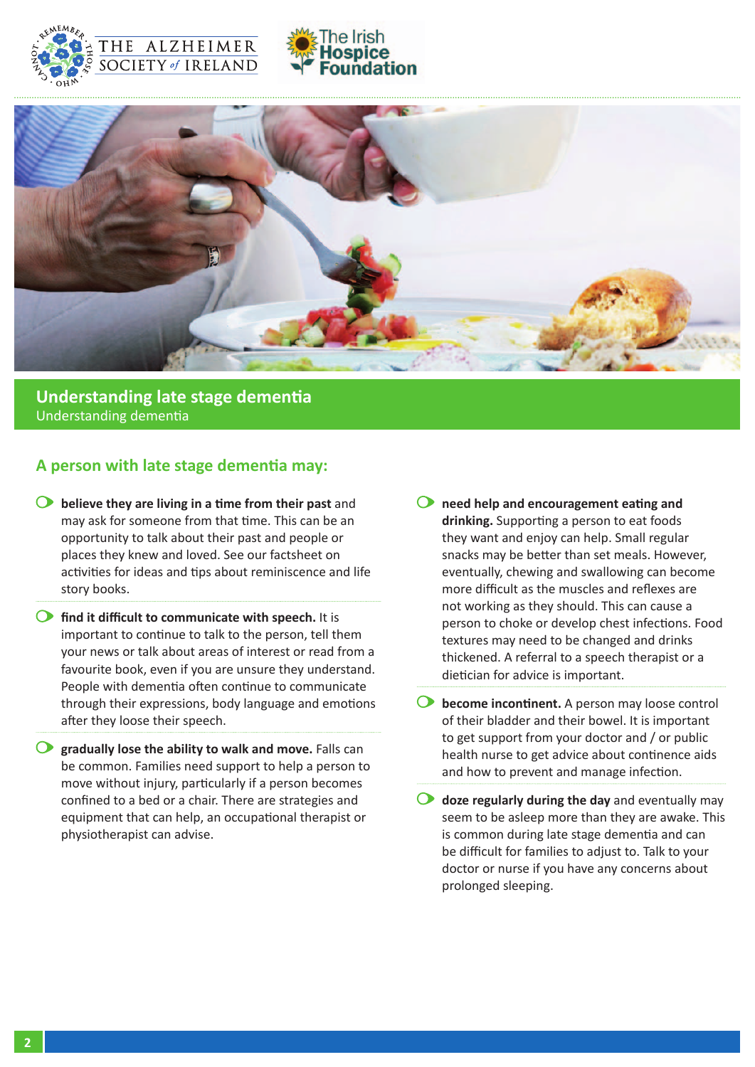# Understanding late stage dementia

Understanding dementia

## A person with late stage dementia may:

- **believe they are living in a time from their past** and may ask for someone from that time. This can be an opportunity to talk about their past and people or places they knew and loved. See our factsheet on activities for ideas and tips about reminiscence and life story books.
- **find it difficult to communicate with speech.** It is important to continue to talk to the person, tell them your news or talk about areas of interest or read from a favourite book, even if you are unsure they understand. People with dementia often continue to communicate through their expressions, body language and emotions after they loose their speech.
- **gradually lose the ability to walk and move.** Falls can be common. Families need support to help a person to move without injury, particularly if a person becomes confined to a bed or a chair. There are strategies and equipment that can help, an occupational therapist or physiotherapist can advise.
- **need help and encouragement eating and drinking.** Supporting a person to eat foods they want and enjoy can help. Small regular snacks may be better than set meals. However, eventually, chewing and swallowing can become more difficult as the muscles and reflexes are not working as they should. This can cause a person to choke or develop chest infections. Food textures may need to be changed and drinks thickened. A referral to a speech therapist or a dietician for advice is important.
- **become incontinent.** A person may loose control of their bladder and their bowel. It is important to get support from your doctor and / or public health nurse to get advice about continence aids and how to prevent and manage infection.
- **doze regularly during the day** and eventually may seem to be asleep more than they are awake. This is common during late stage dementia and can be difficult for families to adjust to. Talk to your doctor or nurse if you have any concerns about prolonged sleeping.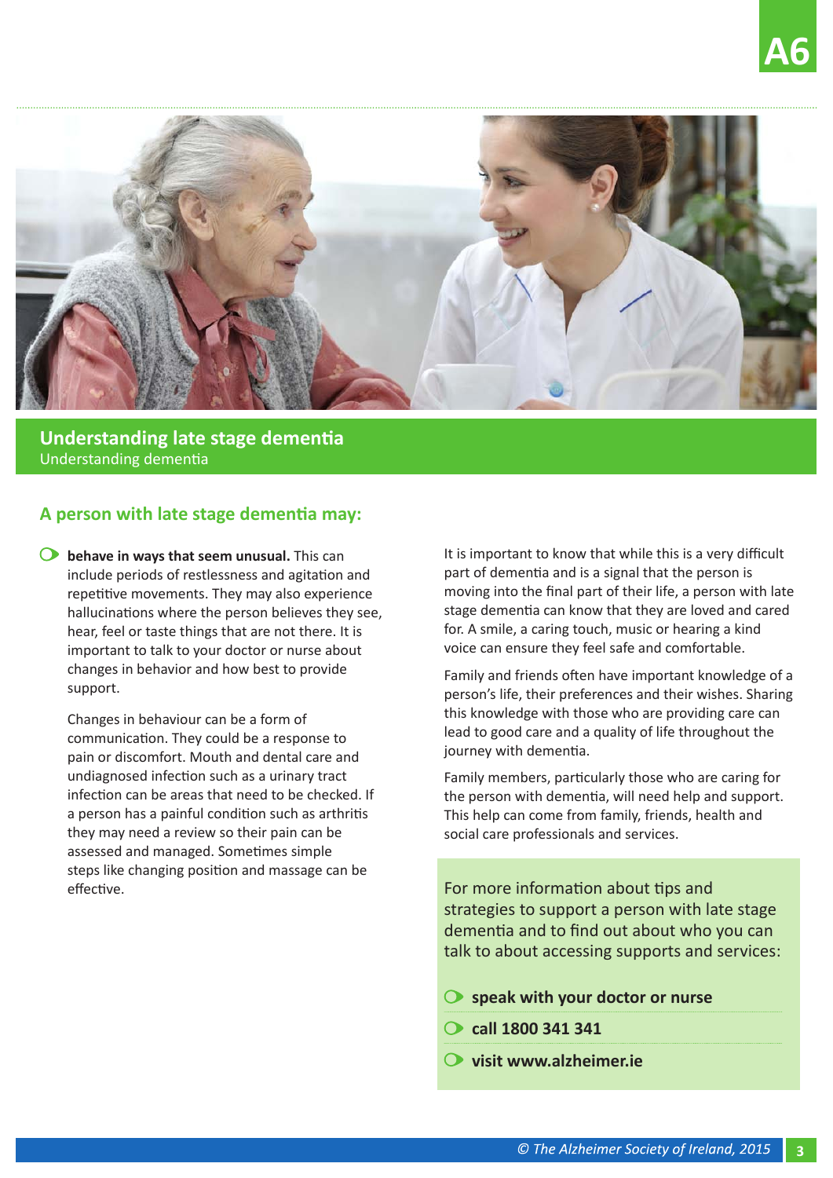A6

## Understanding late stage dementia

Understanding dementia

### A person with late stage dementia may:

- **behave in ways that seem unusual.** This can include periods of restlessness and agitation and repetitive movements. They may also experience hallucinations where the person believes they see, hear, feel or taste things that are not there. It is important to talk to your doctor or nurse about changes in behavior and how best to provide support.

  Changes in behaviour can be a form of communication. They could be a response to pain or discomfort. Mouth and dental care and undiagnosed infection such as a urinary tract infection can be areas that need to be checked. If a person has a painful condition such as arthritis they may need a review so their pain can be assessed and managed. Sometimes simple steps like changing position and massage can be effective.

It is important to know that while this is a very difficult part of dementia and is a signal that the person is moving into the final part of their life, a person with late stage dementia can know that they are loved and cared for. A smile, a caring touch, music or hearing a kind voice can ensure they feel safe and comfortable.

Family and friends often have important knowledge of a person's life, their preferences and their wishes. Sharing this knowledge with those who are providing care can lead to good care and a quality of life throughout the journey with dementia.

Family members, particularly those who are caring for the person with dementia, will need help and support. This help can come from family, friends, health and social care professionals and services.

For more information about tips and strategies to support a person with late stage dementia and to find out about who you can talk to about accessing supports and services:

- **speak with your doctor or nurse**
- **call 1800 341 341**
- **visit www.alzheimer.ie**

*© The Alzheimer Society of Ireland, 2015*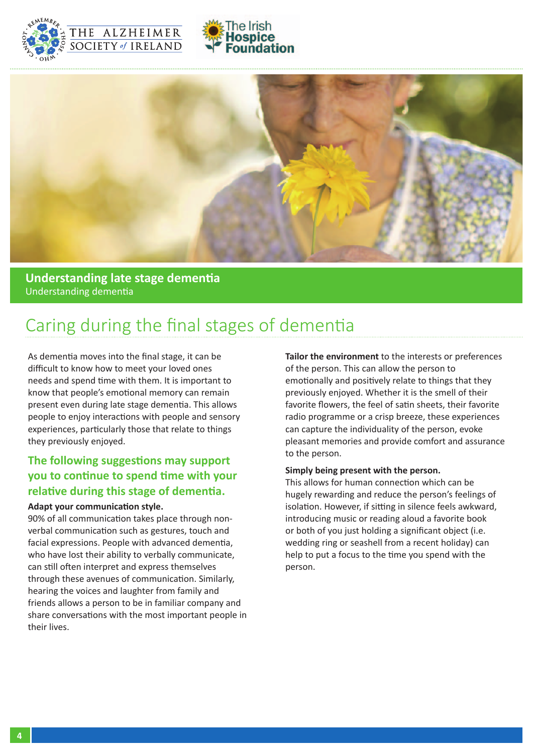**Understanding late stage dementia**
Understanding dementia

# Caring during the final stages of dementia

As dementia moves into the final stage, it can be difficult to know how to meet your loved ones needs and spend time with them. It is important to know that people's emotional memory can remain present even during late stage dementia. This allows people to enjoy interactions with people and sensory experiences, particularly those that relate to things they previously enjoyed.

## The following suggestions may support you to continue to spend time with your relative during this stage of dementia.

**Adapt your communication style.**
90% of all communication takes place through non-verbal communication such as gestures, touch and facial expressions. People with advanced dementia, who have lost their ability to verbally communicate, can still often interpret and express themselves through these avenues of communication. Similarly, hearing the voices and laughter from family and friends allows a person to be in familiar company and share conversations with the most important people in their lives.

**Tailor the environment** to the interests or preferences of the person. This can allow the person to emotionally and positively relate to things that they previously enjoyed. Whether it is the smell of their favorite flowers, the feel of satin sheets, their favorite radio programme or a crisp breeze, these experiences can capture the individuality of the person, evoke pleasant memories and provide comfort and assurance to the person.

**Simply being present with the person.**
This allows for human connection which can be hugely rewarding and reduce the person's feelings of isolation. However, if sitting in silence feels awkward, introducing music or reading aloud a favorite book or both of you just holding a significant object (i.e. wedding ring or seashell from a recent holiday) can help to put a focus to the time you spend with the person.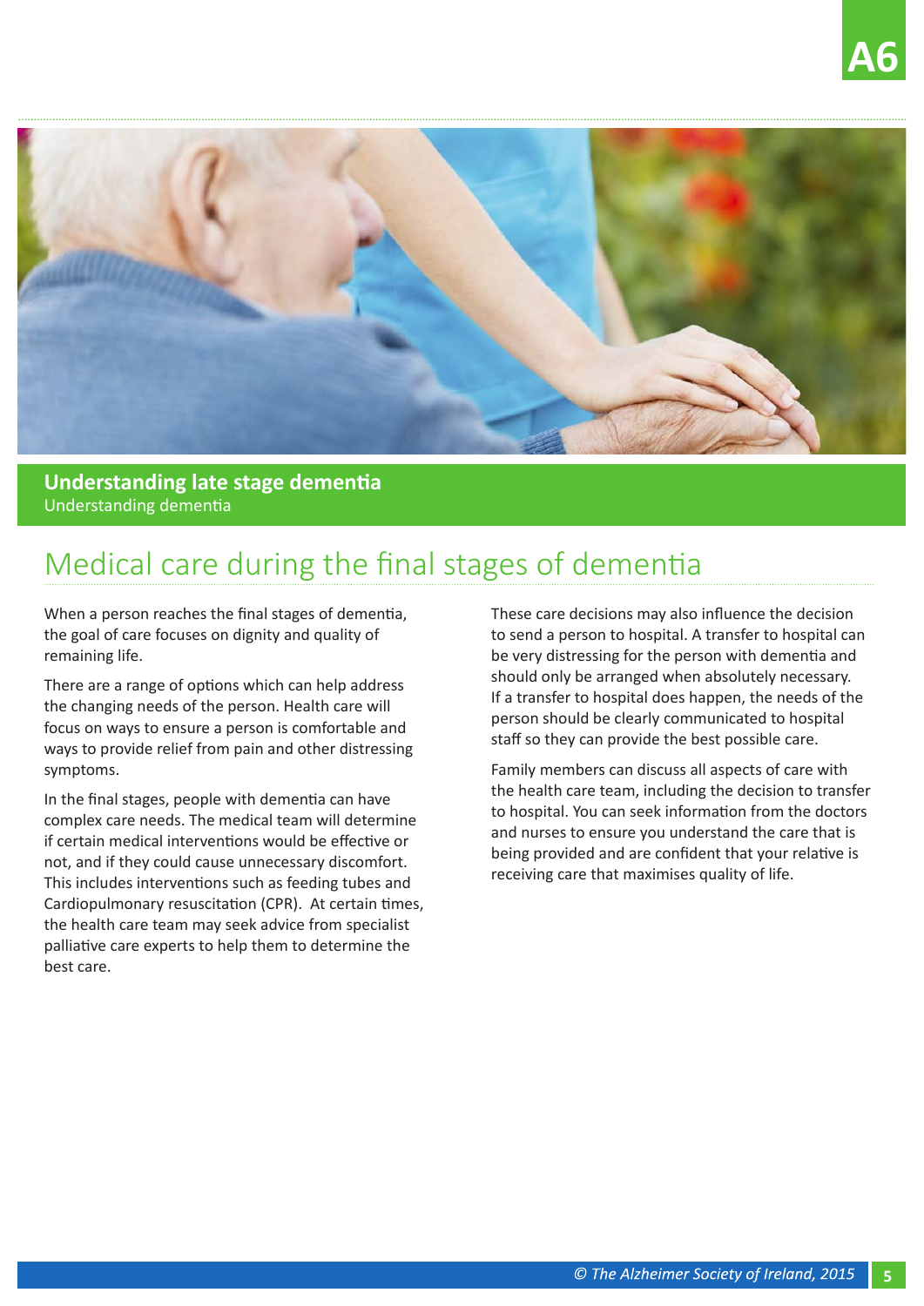**Understanding late stage dementia**
Understanding dementia

# Medical care during the final stages of dementia

When a person reaches the final stages of dementia, the goal of care focuses on dignity and quality of remaining life.

There are a range of options which can help address the changing needs of the person. Health care will focus on ways to ensure a person is comfortable and ways to provide relief from pain and other distressing symptoms.

In the final stages, people with dementia can have complex care needs. The medical team will determine if certain medical interventions would be effective or not, and if they could cause unnecessary discomfort. This includes interventions such as feeding tubes and Cardiopulmonary resuscitation (CPR). At certain times, the health care team may seek advice from specialist palliative care experts to help them to determine the best care.

These care decisions may also influence the decision to send a person to hospital. A transfer to hospital can be very distressing for the person with dementia and should only be arranged when absolutely necessary. If a transfer to hospital does happen, the needs of the person should be clearly communicated to hospital staff so they can provide the best possible care.

Family members can discuss all aspects of care with the health care team, including the decision to transfer to hospital. You can seek information from the doctors and nurses to ensure you understand the care that is being provided and are confident that your relative is receiving care that maximises quality of life.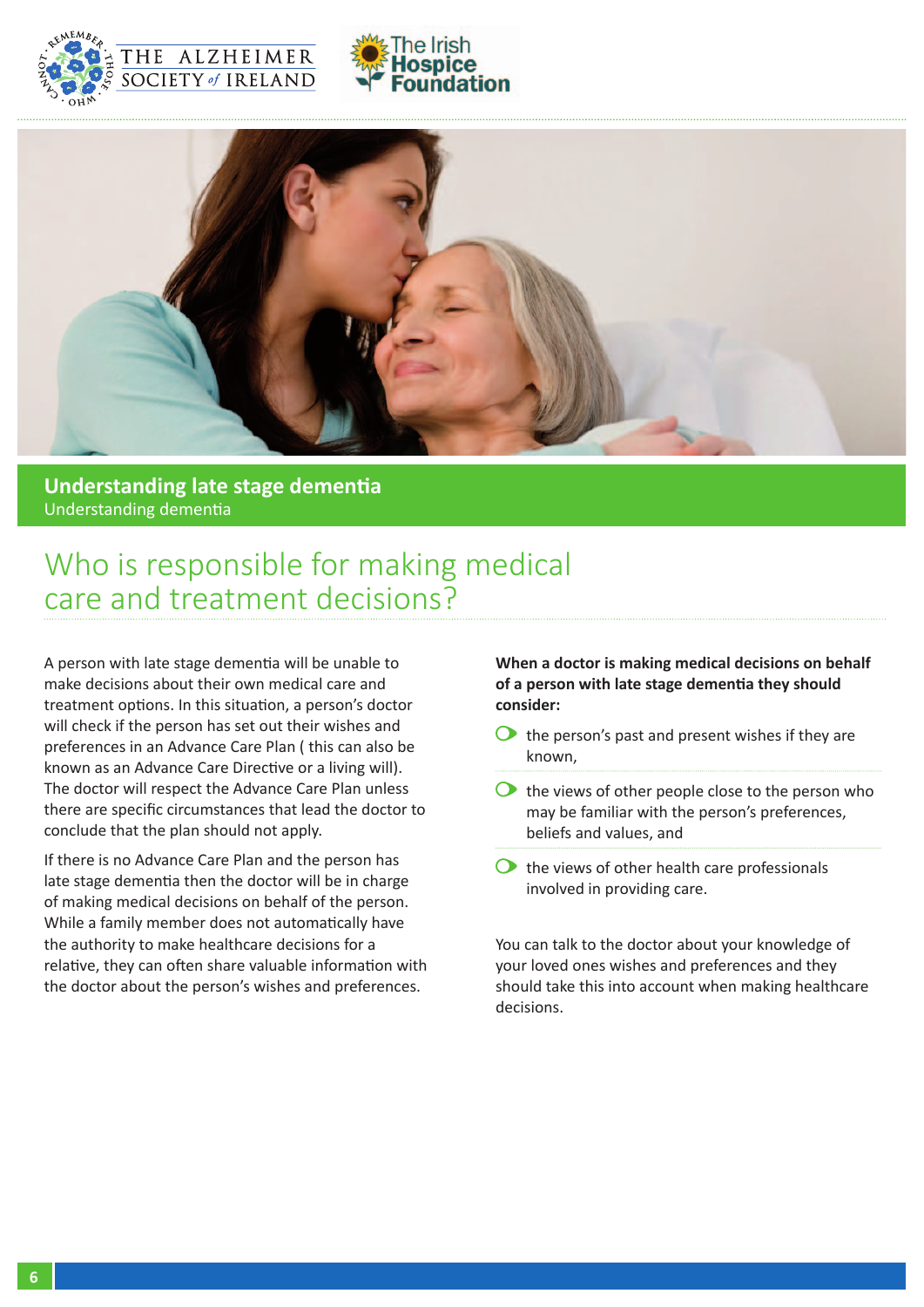**Understanding late stage dementia**
Understanding dementia

# Who is responsible for making medical care and treatment decisions?

A person with late stage dementia will be unable to make decisions about their own medical care and treatment options. In this situation, a person's doctor will check if the person has set out their wishes and preferences in an Advance Care Plan ( this can also be known as an Advance Care Directive or a living will). The doctor will respect the Advance Care Plan unless there are specific circumstances that lead the doctor to conclude that the plan should not apply.

If there is no Advance Care Plan and the person has late stage dementia then the doctor will be in charge of making medical decisions on behalf of the person. While a family member does not automatically have the authority to make healthcare decisions for a relative, they can often share valuable information with the doctor about the person's wishes and preferences.

**When a doctor is making medical decisions on behalf of a person with late stage dementia they should consider:**

- the person's past and present wishes if they are known,
- the views of other people close to the person who may be familiar with the person's preferences, beliefs and values, and
- the views of other health care professionals involved in providing care.

You can talk to the doctor about your knowledge of your loved ones wishes and preferences and they should take this into account when making healthcare decisions.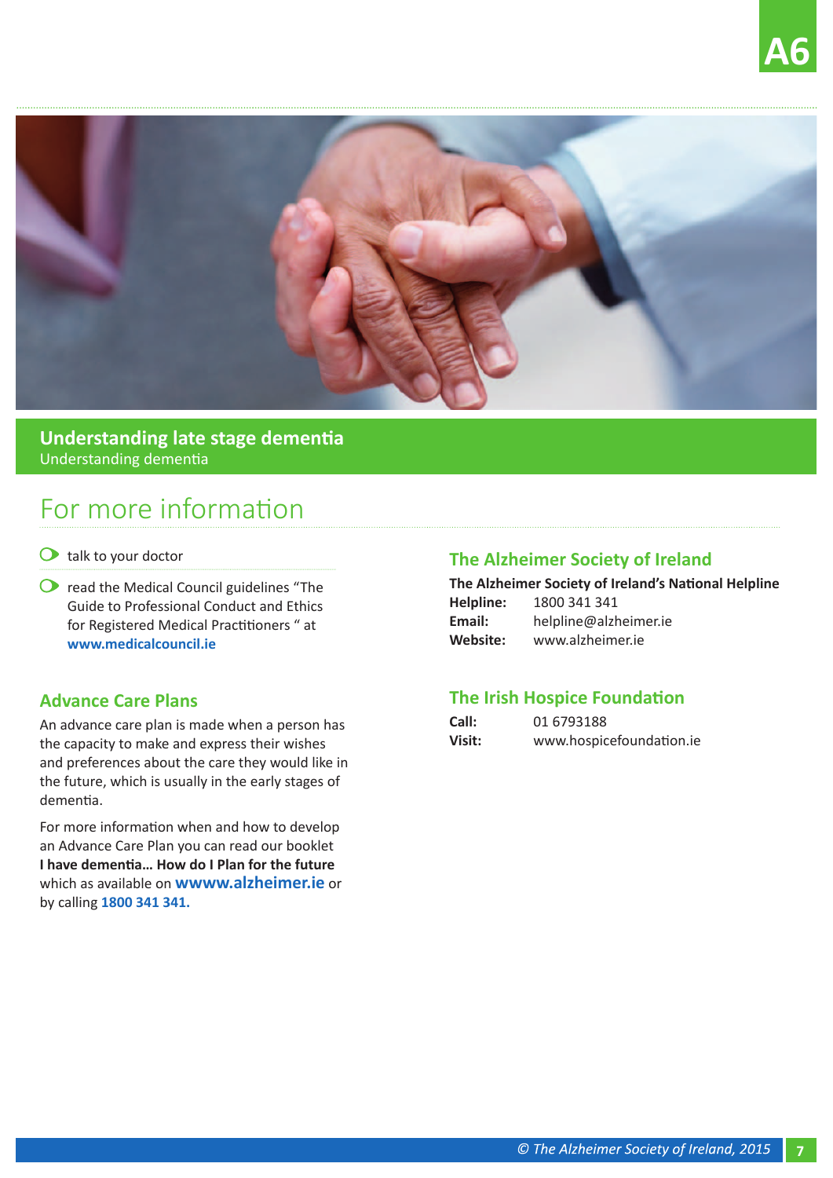A6

**Understanding late stage dementia**
Understanding dementia

# For more information

- talk to your doctor
- read the Medical Council guidelines "The Guide to Professional Conduct and Ethics for Registered Medical Practitioners " at **www.medicalcouncil.ie**

## Advance Care Plans

An advance care plan is made when a person has the capacity to make and express their wishes and preferences about the care they would like in the future, which is usually in the early stages of dementia.

For more information when and how to develop an Advance Care Plan you can read our booklet **I have dementia… How do I Plan for the future** which as available on **wwww.alzheimer.ie** or by calling **1800 341 341.**

## The Alzheimer Society of Ireland

**The Alzheimer Society of Ireland's National Helpline**
**Helpline:** 1800 341 341
**Email:** helpline@alzheimer.ie
**Website:** www.alzheimer.ie

## The Irish Hospice Foundation

**Call:** 01 6793188
**Visit:** www.hospicefoundation.ie

*© The Alzheimer Society of Ireland, 2015*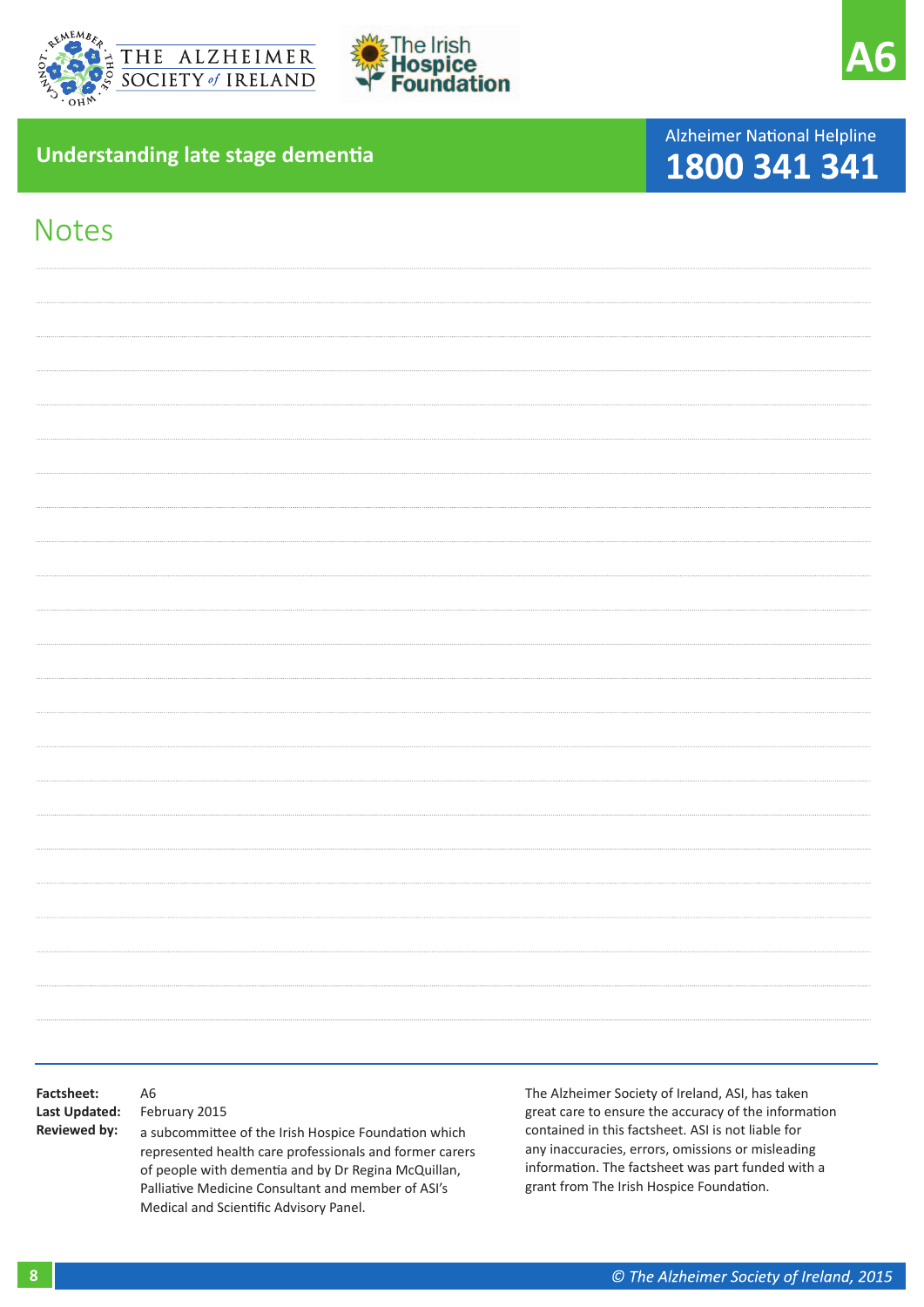## Notes

**Factsheet:** A6
**Last Updated:** February 2015
**Reviewed by:** a subcommittee of the Irish Hospice Foundation which represented health care professionals and former carers of people with dementia and by Dr Regina McQuillan, Palliative Medicine Consultant and member of ASI's Medical and Scientific Advisory Panel.

The Alzheimer Society of Ireland, ASI, has taken great care to ensure the accuracy of the information contained in this factsheet. ASI is not liable for any inaccuracies, errors, omissions or misleading information. The factsheet was part funded with a grant from The Irish Hospice Foundation.

*© The Alzheimer Society of Ireland, 2015*